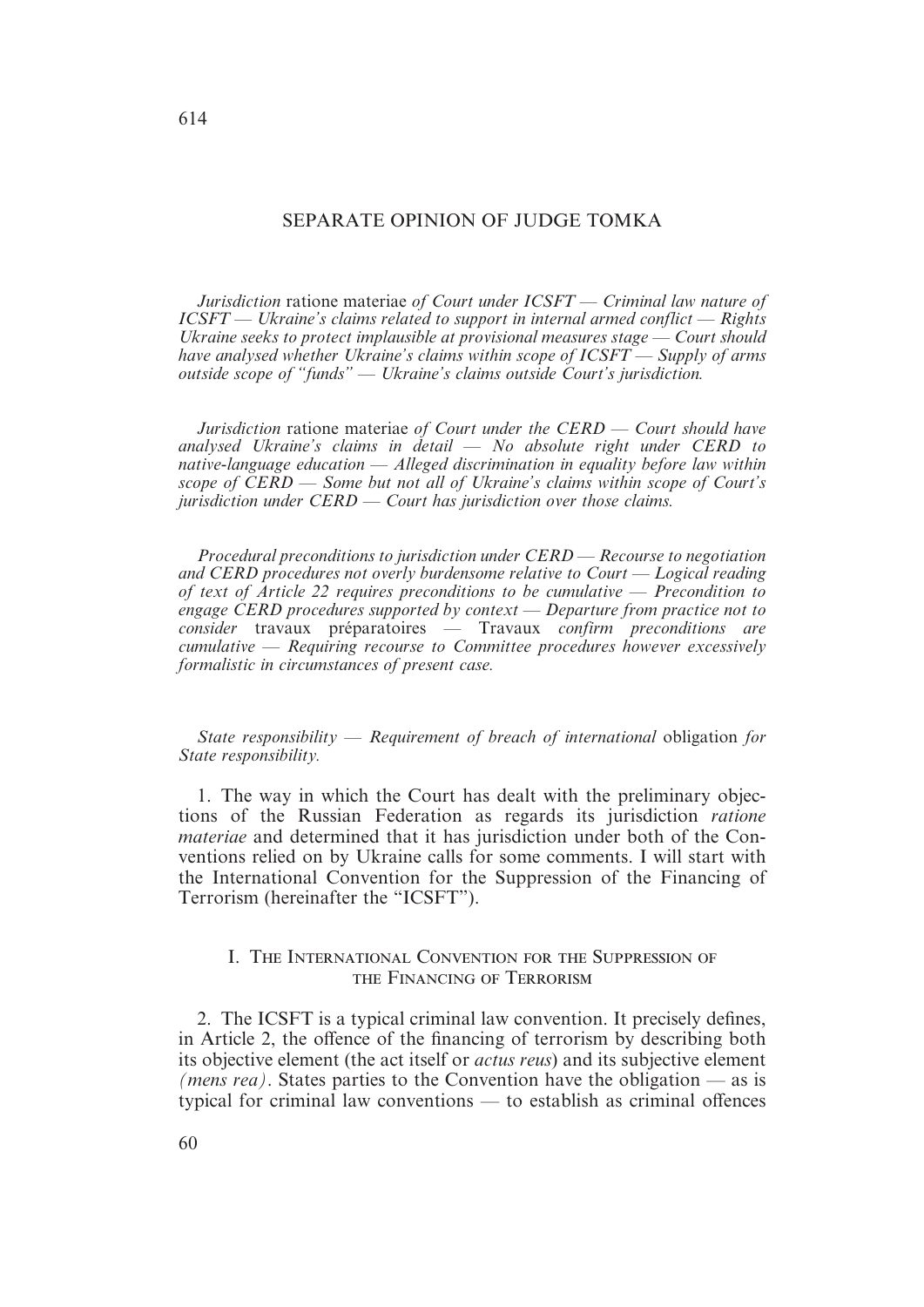# SEPARATE OPINION OF JUDGE TOMKA

*Jurisdiction* ratione materiae *of Court under ICSFT — Criminal law nature of ICSFT — Ukraine's claims related to support in internal armed conflict — Rights Ukraine seeks to protect implausible at provisional measures stage — Court should have analysed whether Ukraine's claims within scope of ICSFT — Supply of arms outside scope of "funds" — Ukraine's claims outside Court's jurisdiction.*

*Jurisdiction* ratione materiae *of Court under the CERD — Court should have analysed Ukraine's claims in detail — No absolute right under CERD to native-language education — Alleged discrimination in equality before law within scope of CERD — Some but not all of Ukraine's claims within scope of Court's jurisdiction under CERD — Court has jurisdiction over those claims.*

*Procedural preconditions to jurisdiction under CERD — Recourse to negotiation and CERD procedures not overly burdensome relative to Court — Logical reading of text of Article 22 requires preconditions to be cumulative — Precondition to engage CERD procedures supported by context — Departure from practice not to consider* travaux préparatoires *—* Travaux *confirm preconditions are cumulative — Requiring recourse to Committee procedures however excessively formalistic in circumstances of present case.*

*State responsibility — Requirement of breach of international* obligation *for State responsibility.*

1. The way in which the Court has dealt with the preliminary objections of the Russian Federation as regards its jurisdiction *ratione materiae* and determined that it has jurisdiction under both of the Conventions relied on by Ukraine calls for some comments. I will start with the International Convention for the Suppression of the Financing of Terrorism (hereinafter the "ICSFT").

## I. The International Convention for the Suppression of the Financing of Terrorism

2. The ICSFT is a typical criminal law convention. It precisely defines, in Article 2, the offence of the financing of terrorism by describing both its objective element (the act itself or *actus reus*) and its subjective element *(mens rea)*. States parties to the Convention have the obligation — as is typical for criminal law conventions — to establish as criminal offences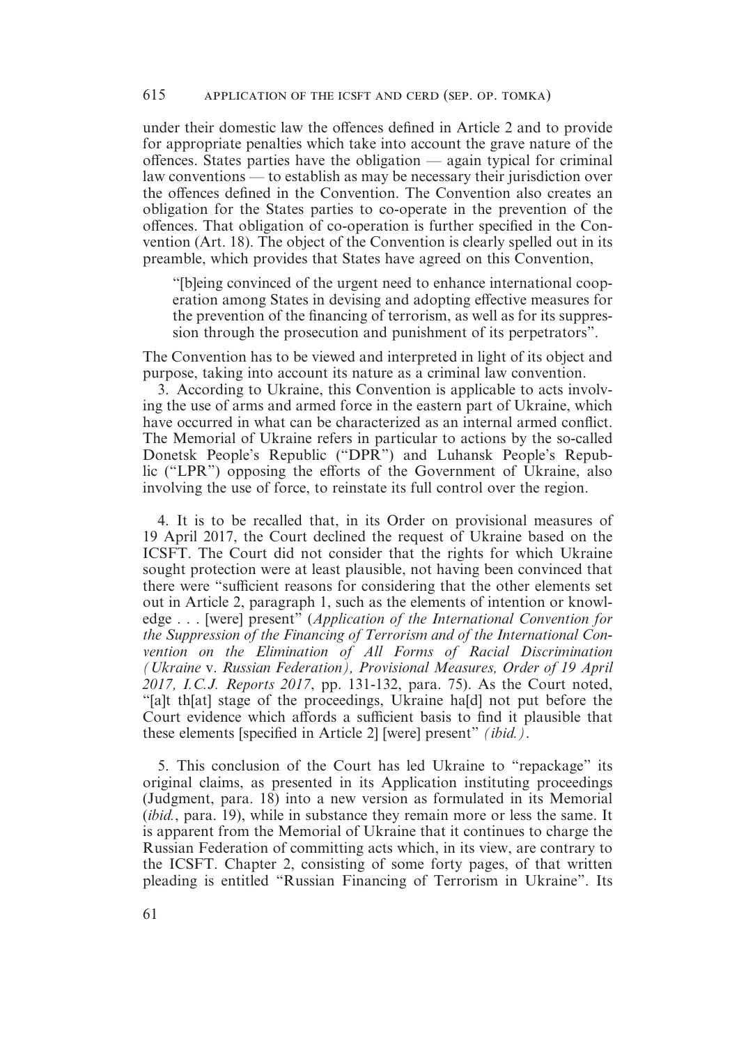under their domestic law the offences defined in Article 2 and to provide for appropriate penalties which take into account the grave nature of the offences. States parties have the obligation — again typical for criminal law conventions — to establish as may be necessary their jurisdiction over the offences defined in the Convention. The Convention also creates an obligation for the States parties to co-operate in the prevention of the offences. That obligation of co-operation is further specified in the Convention (Art. 18). The object of the Convention is clearly spelled out in its preamble, which provides that States have agreed on this Convention,

> "[b]eing convinced of the urgent need to enhance international cooperation among States in devising and adopting effective measures for the prevention of the financing of terrorism, as well as for its suppression through the prosecution and punishment of its perpetrators".

The Convention has to be viewed and interpreted in light of its object and purpose, taking into account its nature as a criminal law convention.

3. According to Ukraine, this Convention is applicable to acts involving the use of arms and armed force in the eastern part of Ukraine, which have occurred in what can be characterized as an internal armed conflict. The Memorial of Ukraine refers in particular to actions by the so-called Donetsk People's Republic ("DPR") and Luhansk People's Republic ("LPR") opposing the efforts of the Government of Ukraine, also involving the use of force, to reinstate its full control over the region.

4. It is to be recalled that, in its Order on provisional measures of 19 April 2017, the Court declined the request of Ukraine based on the ICSFT. The Court did not consider that the rights for which Ukraine sought protection were at least plausible, not having been convinced that there were "sufficient reasons for considering that the other elements set out in Article 2, paragraph 1, such as the elements of intention or knowledge . . . [were] present" (*Application of the International Convention for the Suppression of the Financing of Terrorism and of the International Convention on the Elimination of All Forms of Racial Discrimination (Ukraine* v. *Russian Federation), Provisional Measures, Order of 19 April 2017, I.C.J. Reports 2017*, pp. 131-132, para. 75). As the Court noted, "[a]t th[at] stage of the proceedings, Ukraine ha[d] not put before the Court evidence which affords a sufficient basis to find it plausible that these elements [specified in Article 2] [were] present" *(ibid.)*.

5. This conclusion of the Court has led Ukraine to "repackage" its original claims, as presented in its Application instituting proceedings (Judgment, para. 18) into a new version as formulated in its Memorial (*ibid.*, para. 19), while in substance they remain more or less the same. It is apparent from the Memorial of Ukraine that it continues to charge the Russian Federation of committing acts which, in its view, are contrary to the ICSFT. Chapter 2, consisting of some forty pages, of that written pleading is entitled "Russian Financing of Terrorism in Ukraine". Its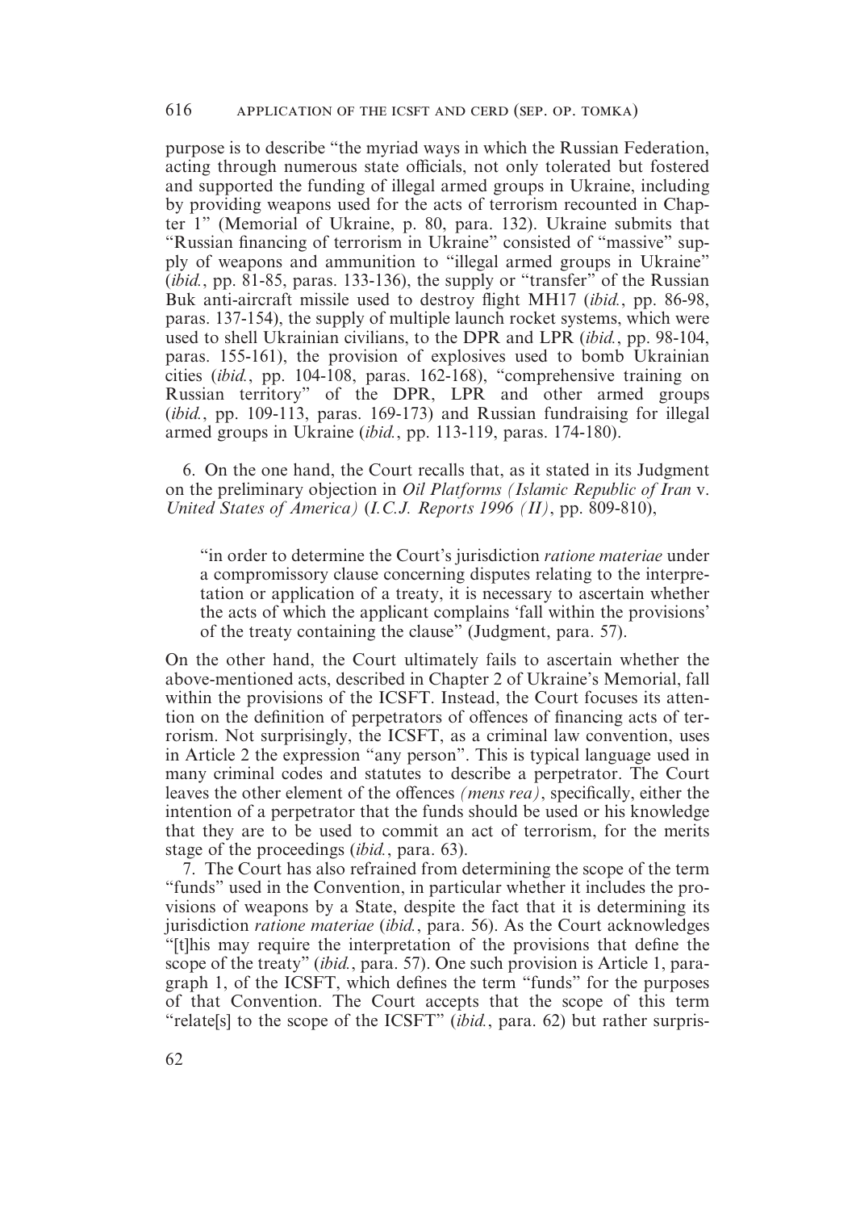purpose is to describe "the myriad ways in which the Russian Federation, acting through numerous state officials, not only tolerated but fostered and supported the funding of illegal armed groups in Ukraine, including by providing weapons used for the acts of terrorism recounted in Chapter 1" (Memorial of Ukraine, p. 80, para. 132). Ukraine submits that "Russian financing of terrorism in Ukraine" consisted of "massive" supply of weapons and ammunition to "illegal armed groups in Ukraine" (*ibid.*, pp. 81-85, paras. 133-136), the supply or "transfer" of the Russian Buk anti-aircraft missile used to destroy flight MH17 (*ibid.*, pp. 86-98, paras. 137-154), the supply of multiple launch rocket systems, which were used to shell Ukrainian civilians, to the DPR and LPR (*ibid.*, pp. 98-104, paras. 155-161), the provision of explosives used to bomb Ukrainian cities (*ibid.*, pp. 104-108, paras. 162-168), "comprehensive training on Russian territory" of the DPR, LPR and other armed groups (*ibid.*, pp. 109-113, paras. 169-173) and Russian fundraising for illegal armed groups in Ukraine (*ibid.*, pp. 113-119, paras. 174-180).

6. On the one hand, the Court recalls that, as it stated in its Judgment on the preliminary objection in *Oil Platforms (Islamic Republic of Iran* v. *United States of America)* (*I.C.J. Reports 1996 (II)*, pp. 809-810),

> "in order to determine the Court's jurisdiction *ratione materiae* under a compromissory clause concerning disputes relating to the interpretation or application of a treaty, it is necessary to ascertain whether the acts of which the applicant complains 'fall within the provisions' of the treaty containing the clause" (Judgment, para. 57).

On the other hand, the Court ultimately fails to ascertain whether the above-mentioned acts, described in Chapter 2 of Ukraine's Memorial, fall within the provisions of the ICSFT. Instead, the Court focuses its attention on the definition of perpetrators of offences of financing acts of terrorism. Not surprisingly, the ICSFT, as a criminal law convention, uses in Article 2 the expression "any person". This is typical language used in many criminal codes and statutes to describe a perpetrator. The Court leaves the other element of the offences *(mens rea)*, specifically, either the intention of a perpetrator that the funds should be used or his knowledge that they are to be used to commit an act of terrorism, for the merits stage of the proceedings (*ibid.*, para. 63).

7. The Court has also refrained from determining the scope of the term "funds" used in the Convention, in particular whether it includes the provisions of weapons by a State, despite the fact that it is determining its jurisdiction *ratione materiae* (*ibid.*, para. 56). As the Court acknowledges "[t]his may require the interpretation of the provisions that define the scope of the treaty" (*ibid.*, para. 57). One such provision is Article 1, paragraph 1, of the ICSFT, which defines the term "funds" for the purposes of that Convention. The Court accepts that the scope of this term "relate[s] to the scope of the ICSFT" (*ibid.*, para. 62) but rather surpris-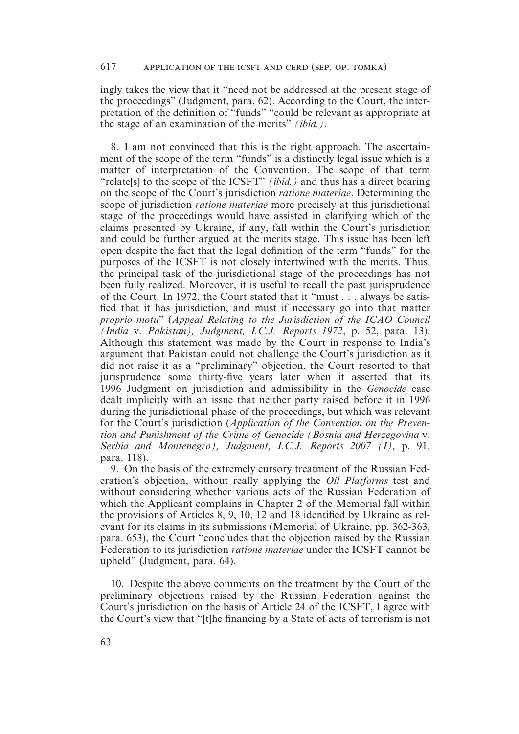ingly takes the view that it "need not be addressed at the present stage of the proceedings" (Judgment, para. 62). According to the Court, the interpretation of the definition of "funds" "could be relevant as appropriate at the stage of an examination of the merits" *(ibid.)*.

8. I am not convinced that this is the right approach. The ascertainment of the scope of the term "funds" is a distinctly legal issue which is a matter of interpretation of the Convention. The scope of that term "relate[s] to the scope of the ICSFT" *(ibid.)* and thus has a direct bearing on the scope of the Court's jurisdiction *ratione materiae*. Determining the scope of jurisdiction *ratione materiae* more precisely at this jurisdictional stage of the proceedings would have assisted in clarifying which of the claims presented by Ukraine, if any, fall within the Court's jurisdiction and could be further argued at the merits stage. This issue has been left open despite the fact that the legal definition of the term "funds" for the purposes of the ICSFT is not closely intertwined with the merits. Thus, the principal task of the jurisdictional stage of the proceedings has not been fully realized. Moreover, it is useful to recall the past jurisprudence of the Court. In 1972, the Court stated that it "must . . . always be satisfied that it has jurisdiction, and must if necessary go into that matter *proprio motu*" (*Appeal Relating to the Jurisdiction of the ICAO Council (India* v. *Pakistan), Judgment, I.C.J. Reports 1972*, p. 52, para. 13). Although this statement was made by the Court in response to India's argument that Pakistan could not challenge the Court's jurisdiction as it did not raise it as a "preliminary" objection, the Court resorted to that jurisprudence some thirty-five years later when it asserted that its 1996 Judgment on jurisdiction and admissibility in the *Genocide* case dealt implicitly with an issue that neither party raised before it in 1996 during the jurisdictional phase of the proceedings, but which was relevant for the Court's jurisdiction (*Application of the Convention on the Prevention and Punishment of the Crime of Genocide (Bosnia and Herzegovina* v. *Serbia and Montenegro), Judgment, I.C.J. Reports 2007 (I)*, p. 91, para. 118).

9. On the basis of the extremely cursory treatment of the Russian Federation's objection, without really applying the *Oil Platforms* test and without considering whether various acts of the Russian Federation of which the Applicant complains in Chapter 2 of the Memorial fall within the provisions of Articles 8, 9, 10, 12 and 18 identified by Ukraine as relevant for its claims in its submissions (Memorial of Ukraine, pp. 362-363, para. 653), the Court "concludes that the objection raised by the Russian Federation to its jurisdiction *ratione materiae* under the ICSFT cannot be upheld" (Judgment, para. 64).

10. Despite the above comments on the treatment by the Court of the preliminary objections raised by the Russian Federation against the Court's jurisdiction on the basis of Article 24 of the ICSFT, I agree with the Court's view that "[t]he financing by a State of acts of terrorism is not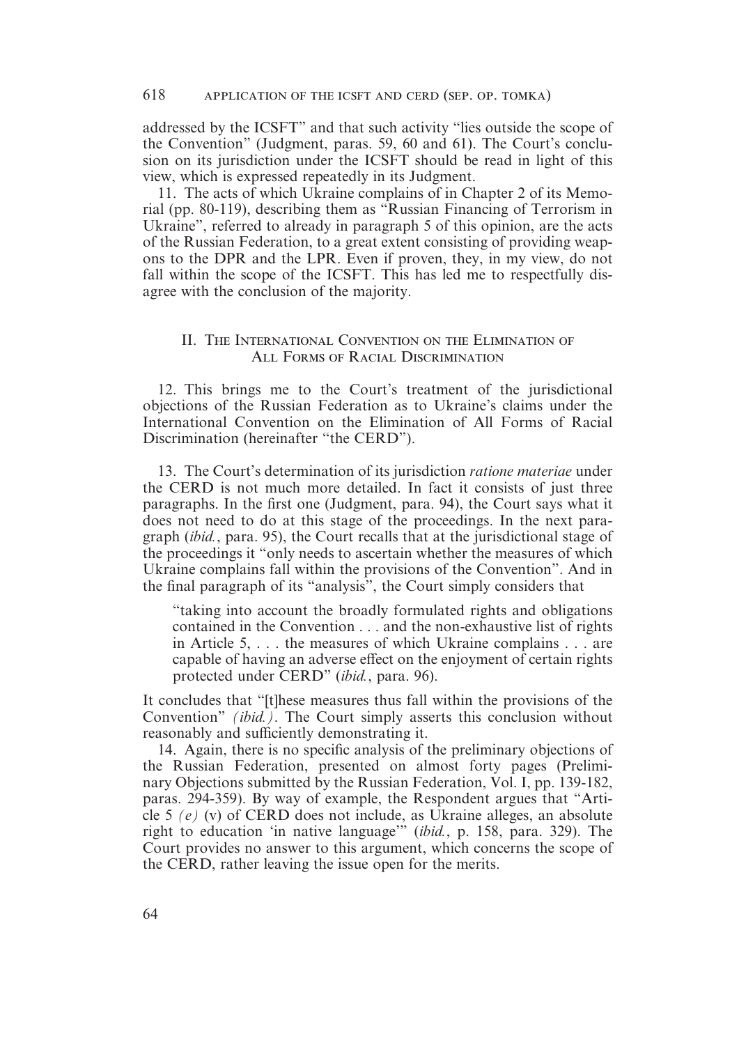addressed by the ICSFT" and that such activity "lies outside the scope of the Convention" (Judgment, paras. 59, 60 and 61). The Court's conclusion on its jurisdiction under the ICSFT should be read in light of this view, which is expressed repeatedly in its Judgment.

11. The acts of which Ukraine complains of in Chapter 2 of its Memorial (pp. 80-119), describing them as "Russian Financing of Terrorism in Ukraine", referred to already in paragraph 5 of this opinion, are the acts of the Russian Federation, to a great extent consisting of providing weapons to the DPR and the LPR. Even if proven, they, in my view, do not fall within the scope of the ICSFT. This has led me to respectfully disagree with the conclusion of the majority.

## II. The International Convention on the Elimination of All Forms of Racial Discrimination

12. This brings me to the Court's treatment of the jurisdictional objections of the Russian Federation as to Ukraine's claims under the International Convention on the Elimination of All Forms of Racial Discrimination (hereinafter "the CERD").

13. The Court's determination of its jurisdiction *ratione materiae* under the CERD is not much more detailed. In fact it consists of just three paragraphs. In the first one (Judgment, para. 94), the Court says what it does not need to do at this stage of the proceedings. In the next paragraph (*ibid.*, para. 95), the Court recalls that at the jurisdictional stage of the proceedings it "only needs to ascertain whether the measures of which Ukraine complains fall within the provisions of the Convention". And in the final paragraph of its "analysis", the Court simply considers that

> "taking into account the broadly formulated rights and obligations contained in the Convention . . . and the non-exhaustive list of rights in Article 5, . . . the measures of which Ukraine complains . . . are capable of having an adverse effect on the enjoyment of certain rights protected under CERD" (*ibid.*, para. 96).

It concludes that "[t]hese measures thus fall within the provisions of the Convention" *(ibid.)*. The Court simply asserts this conclusion without reasonably and sufficiently demonstrating it.

14. Again, there is no specific analysis of the preliminary objections of the Russian Federation, presented on almost forty pages (Preliminary Objections submitted by the Russian Federation, Vol. I, pp. 139-182, paras. 294-359). By way of example, the Respondent argues that "Article 5 *(e)* (v) of CERD does not include, as Ukraine alleges, an absolute right to education 'in native language'" (*ibid.*, p. 158, para. 329). The Court provides no answer to this argument, which concerns the scope of the CERD, rather leaving the issue open for the merits.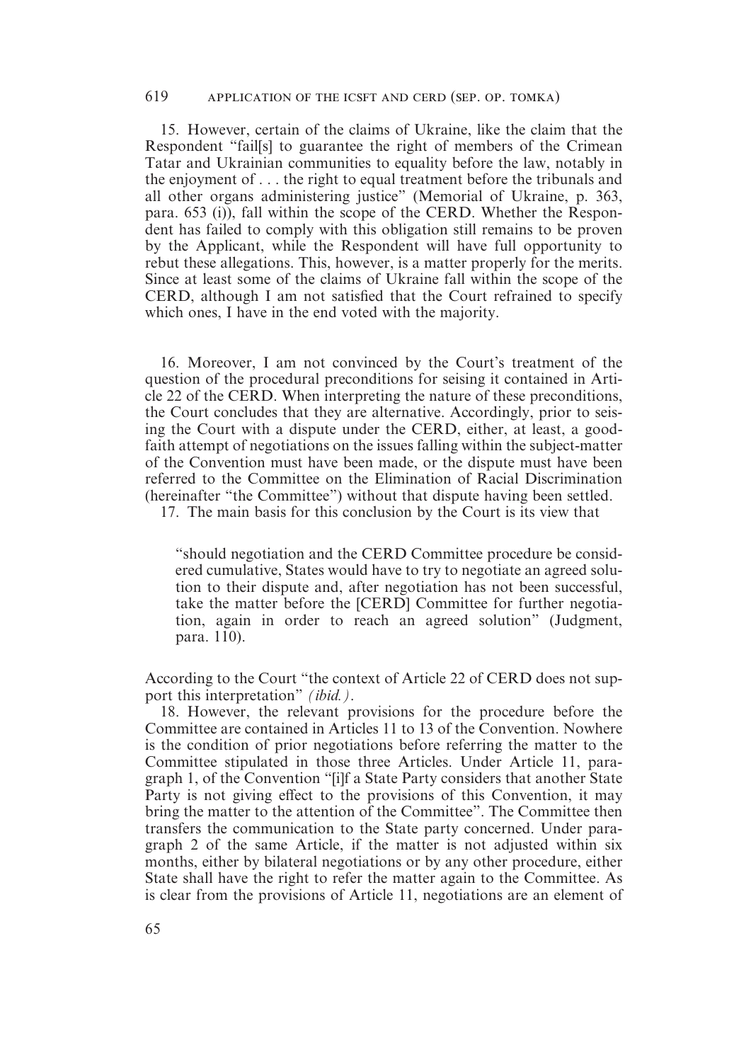15. However, certain of the claims of Ukraine, like the claim that the Respondent "fail[s] to guarantee the right of members of the Crimean Tatar and Ukrainian communities to equality before the law, notably in the enjoyment of . . . the right to equal treatment before the tribunals and all other organs administering justice" (Memorial of Ukraine, p. 363, para. 653 (i)), fall within the scope of the CERD. Whether the Respondent has failed to comply with this obligation still remains to be proven by the Applicant, while the Respondent will have full opportunity to rebut these allegations. This, however, is a matter properly for the merits. Since at least some of the claims of Ukraine fall within the scope of the CERD, although I am not satisfied that the Court refrained to specify which ones, I have in the end voted with the majority.

16. Moreover, I am not convinced by the Court's treatment of the question of the procedural preconditions for seising it contained in Article 22 of the CERD. When interpreting the nature of these preconditions, the Court concludes that they are alternative. Accordingly, prior to seising the Court with a dispute under the CERD, either, at least, a good-faith attempt of negotiations on the issues falling within the subject-matter of the Convention must have been made, or the dispute must have been referred to the Committee on the Elimination of Racial Discrimination (hereinafter "the Committee") without that dispute having been settled.

17. The main basis for this conclusion by the Court is its view that

> "should negotiation and the CERD Committee procedure be considered cumulative, States would have to try to negotiate an agreed solution to their dispute and, after negotiation has not been successful, take the matter before the [CERD] Committee for further negotiation, again in order to reach an agreed solution" (Judgment, para. 110).

According to the Court "the context of Article 22 of CERD does not support this interpretation" *(ibid.)*.

18. However, the relevant provisions for the procedure before the Committee are contained in Articles 11 to 13 of the Convention. Nowhere is the condition of prior negotiations before referring the matter to the Committee stipulated in those three Articles. Under Article 11, paragraph 1, of the Convention "[i]f a State Party considers that another State Party is not giving effect to the provisions of this Convention, it may bring the matter to the attention of the Committee". The Committee then transfers the communication to the State party concerned. Under paragraph 2 of the same Article, if the matter is not adjusted within six months, either by bilateral negotiations or by any other procedure, either State shall have the right to refer the matter again to the Committee. As is clear from the provisions of Article 11, negotiations are an element of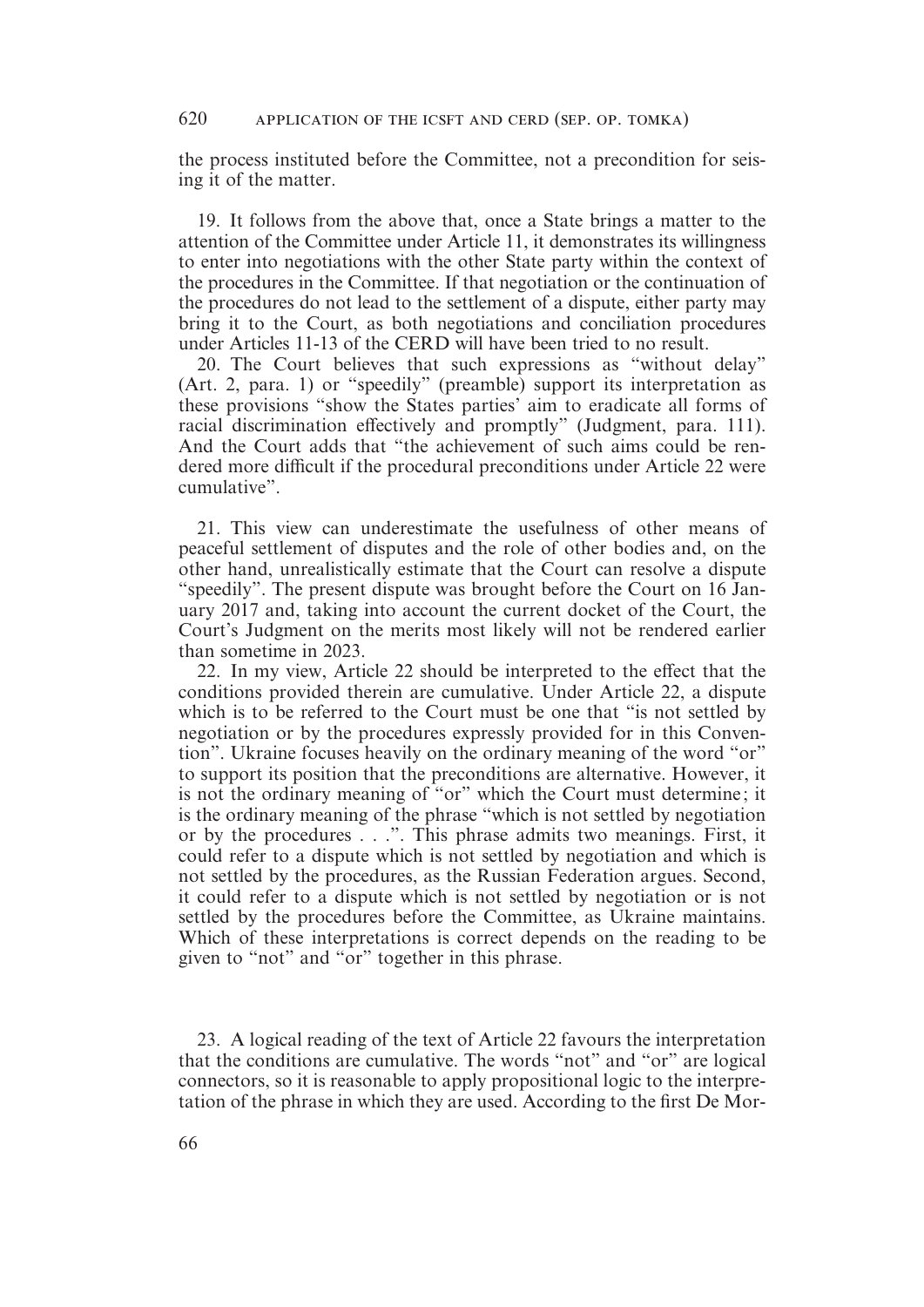the process instituted before the Committee, not a precondition for seising it of the matter.

19. It follows from the above that, once a State brings a matter to the attention of the Committee under Article 11, it demonstrates its willingness to enter into negotiations with the other State party within the context of the procedures in the Committee. If that negotiation or the continuation of the procedures do not lead to the settlement of a dispute, either party may bring it to the Court, as both negotiations and conciliation procedures under Articles 11-13 of the CERD will have been tried to no result.

20. The Court believes that such expressions as "without delay" (Art. 2, para. 1) or "speedily" (preamble) support its interpretation as these provisions "show the States parties' aim to eradicate all forms of racial discrimination effectively and promptly" (Judgment, para. 111). And the Court adds that "the achievement of such aims could be rendered more difficult if the procedural preconditions under Article 22 were cumulative".

21. This view can underestimate the usefulness of other means of peaceful settlement of disputes and the role of other bodies and, on the other hand, unrealistically estimate that the Court can resolve a dispute "speedily". The present dispute was brought before the Court on 16 January 2017 and, taking into account the current docket of the Court, the Court's Judgment on the merits most likely will not be rendered earlier than sometime in 2023.

22. In my view, Article 22 should be interpreted to the effect that the conditions provided therein are cumulative. Under Article 22, a dispute which is to be referred to the Court must be one that "is not settled by negotiation or by the procedures expressly provided for in this Convention". Ukraine focuses heavily on the ordinary meaning of the word "or" to support its position that the preconditions are alternative. However, it is not the ordinary meaning of "or" which the Court must determine; it is the ordinary meaning of the phrase "which is not settled by negotiation or by the procedures . . .". This phrase admits two meanings. First, it could refer to a dispute which is not settled by negotiation and which is not settled by the procedures, as the Russian Federation argues. Second, it could refer to a dispute which is not settled by negotiation or is not settled by the procedures before the Committee, as Ukraine maintains. Which of these interpretations is correct depends on the reading to be given to "not" and "or" together in this phrase.

23. A logical reading of the text of Article 22 favours the interpretation that the conditions are cumulative. The words "not" and "or" are logical connectors, so it is reasonable to apply propositional logic to the interpretation of the phrase in which they are used. According to the first De Mor-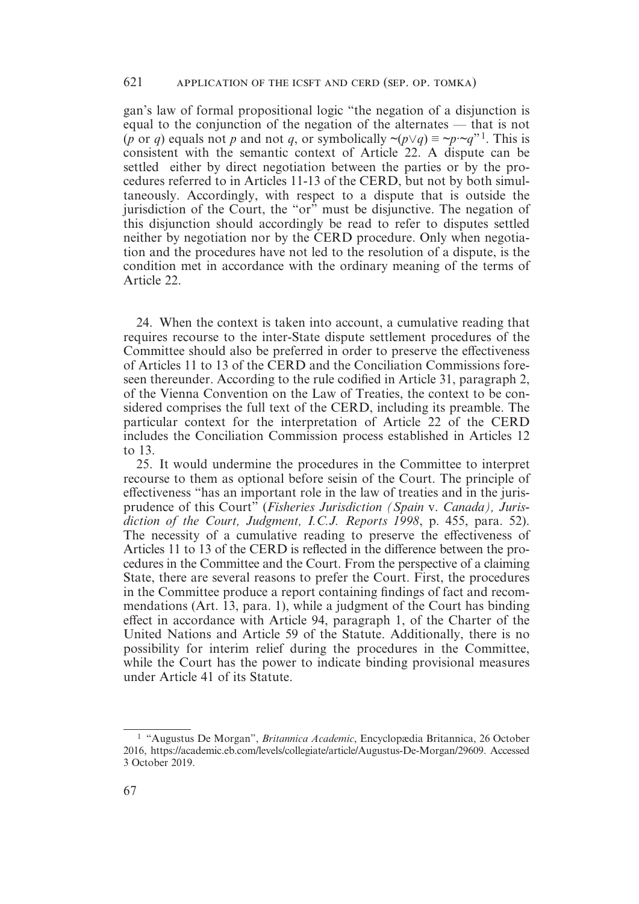gan's law of formal propositional logic "the negation of a disjunction is equal to the conjunction of the negation of the alternates — that is not ($p$ or $q$) equals not $p$ and not $q$, or symbolically $\sim(p \vee q) \equiv \sim p \cdot \sim q$"[1]. This is consistent with the semantic context of Article 22. A dispute can be settled either by direct negotiation between the parties or by the procedures referred to in Articles 11-13 of the CERD, but not by both simultaneously. Accordingly, with respect to a dispute that is outside the jurisdiction of the Court, the "or" must be disjunctive. The negation of this disjunction should accordingly be read to refer to disputes settled neither by negotiation nor by the CERD procedure. Only when negotiation and the procedures have not led to the resolution of a dispute, is the condition met in accordance with the ordinary meaning of the terms of Article 22.

24. When the context is taken into account, a cumulative reading that requires recourse to the inter-State dispute settlement procedures of the Committee should also be preferred in order to preserve the effectiveness of Articles 11 to 13 of the CERD and the Conciliation Commissions foreseen thereunder. According to the rule codified in Article 31, paragraph 2, of the Vienna Convention on the Law of Treaties, the context to be considered comprises the full text of the CERD, including its preamble. The particular context for the interpretation of Article 22 of the CERD includes the Conciliation Commission process established in Articles 12 to 13.

25. It would undermine the procedures in the Committee to interpret recourse to them as optional before seisin of the Court. The principle of effectiveness "has an important role in the law of treaties and in the jurisprudence of this Court" (*Fisheries Jurisdiction (Spain* v. *Canada), Jurisdiction of the Court, Judgment, I.C.J. Reports 1998*, p. 455, para. 52). The necessity of a cumulative reading to preserve the effectiveness of Articles 11 to 13 of the CERD is reflected in the difference between the procedures in the Committee and the Court. From the perspective of a claiming State, there are several reasons to prefer the Court. First, the procedures in the Committee produce a report containing findings of fact and recommendations (Art. 13, para. 1), while a judgment of the Court has binding effect in accordance with Article 94, paragraph 1, of the Charter of the United Nations and Article 59 of the Statute. Additionally, there is no possibility for interim relief during the procedures in the Committee, while the Court has the power to indicate binding provisional measures under Article 41 of its Statute.

---

[1] "Augustus De Morgan", *Britannica Academic*, Encyclopædia Britannica, 26 October 2016, https://academic.eb.com/levels/collegiate/article/Augustus-De-Morgan/29609. Accessed 3 October 2019.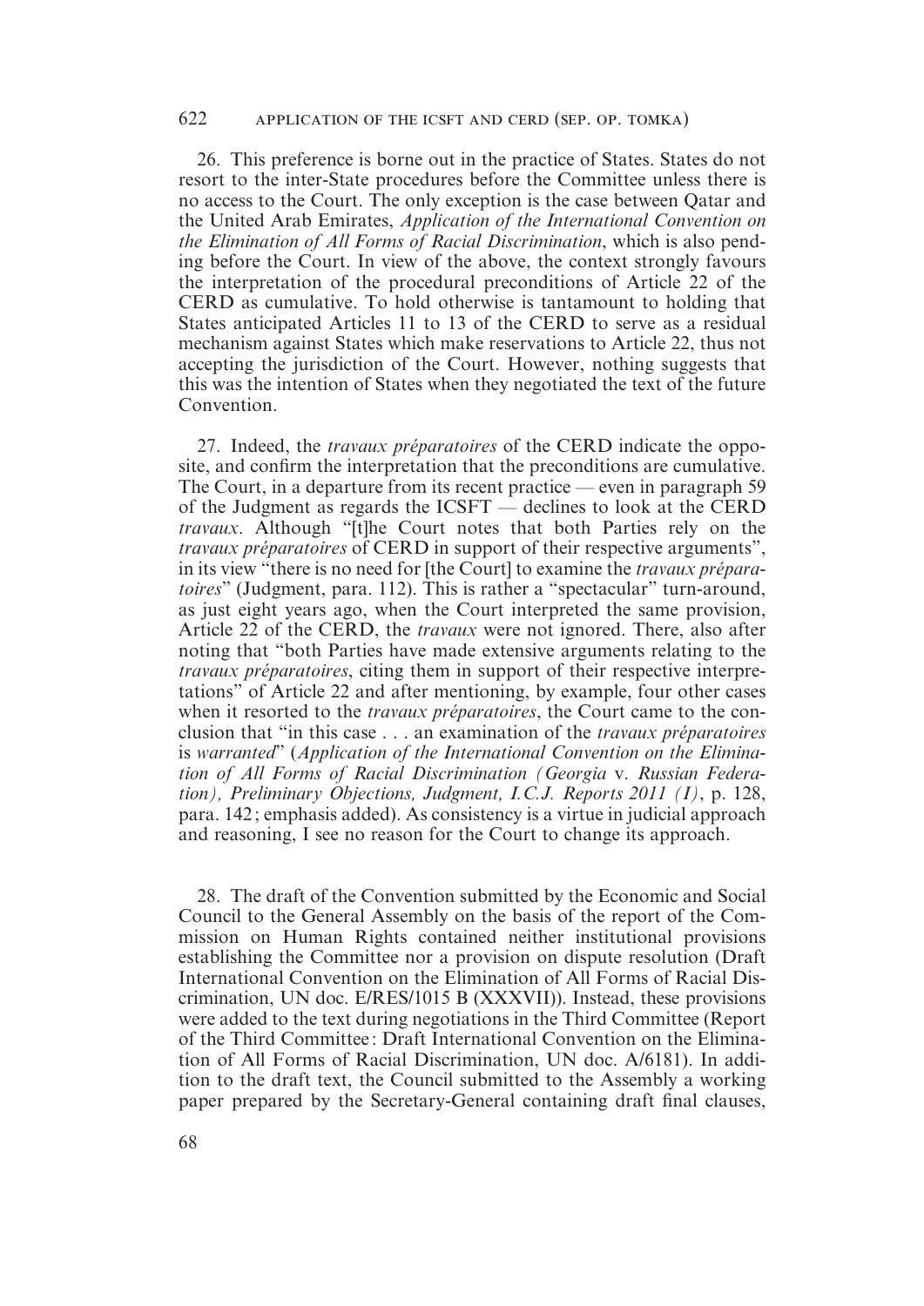26. This preference is borne out in the practice of States. States do not resort to the inter-State procedures before the Committee unless there is no access to the Court. The only exception is the case between Qatar and the United Arab Emirates, *Application of the International Convention on the Elimination of All Forms of Racial Discrimination*, which is also pending before the Court. In view of the above, the context strongly favours the interpretation of the procedural preconditions of Article 22 of the CERD as cumulative. To hold otherwise is tantamount to holding that States anticipated Articles 11 to 13 of the CERD to serve as a residual mechanism against States which make reservations to Article 22, thus not accepting the jurisdiction of the Court. However, nothing suggests that this was the intention of States when they negotiated the text of the future Convention.

27. Indeed, the *travaux préparatoires* of the CERD indicate the opposite, and confirm the interpretation that the preconditions are cumulative. The Court, in a departure from its recent practice — even in paragraph 59 of the Judgment as regards the ICSFT — declines to look at the CERD *travaux*. Although "[t]he Court notes that both Parties rely on the *travaux préparatoires* of CERD in support of their respective arguments", in its view "there is no need for [the Court] to examine the *travaux préparatoires*" (Judgment, para. 112). This is rather a "spectacular" turn-around, as just eight years ago, when the Court interpreted the same provision, Article 22 of the CERD, the *travaux* were not ignored. There, also after noting that "both Parties have made extensive arguments relating to the *travaux préparatoires*, citing them in support of their respective interpretations" of Article 22 and after mentioning, by example, four other cases when it resorted to the *travaux préparatoires*, the Court came to the conclusion that "in this case . . . an examination of the *travaux préparatoires* is *warranted*" (*Application of the International Convention on the Elimination of All Forms of Racial Discrimination (Georgia* v. *Russian Federation), Preliminary Objections, Judgment, I.C.J. Reports 2011 (I)*, p. 128, para. 142; emphasis added). As consistency is a virtue in judicial approach and reasoning, I see no reason for the Court to change its approach.

28. The draft of the Convention submitted by the Economic and Social Council to the General Assembly on the basis of the report of the Commission on Human Rights contained neither institutional provisions establishing the Committee nor a provision on dispute resolution (Draft International Convention on the Elimination of All Forms of Racial Discrimination, UN doc. E/RES/1015 B (XXXVII)). Instead, these provisions were added to the text during negotiations in the Third Committee (Report of the Third Committee: Draft International Convention on the Elimination of All Forms of Racial Discrimination, UN doc. A/6181). In addition to the draft text, the Council submitted to the Assembly a working paper prepared by the Secretary-General containing draft final clauses,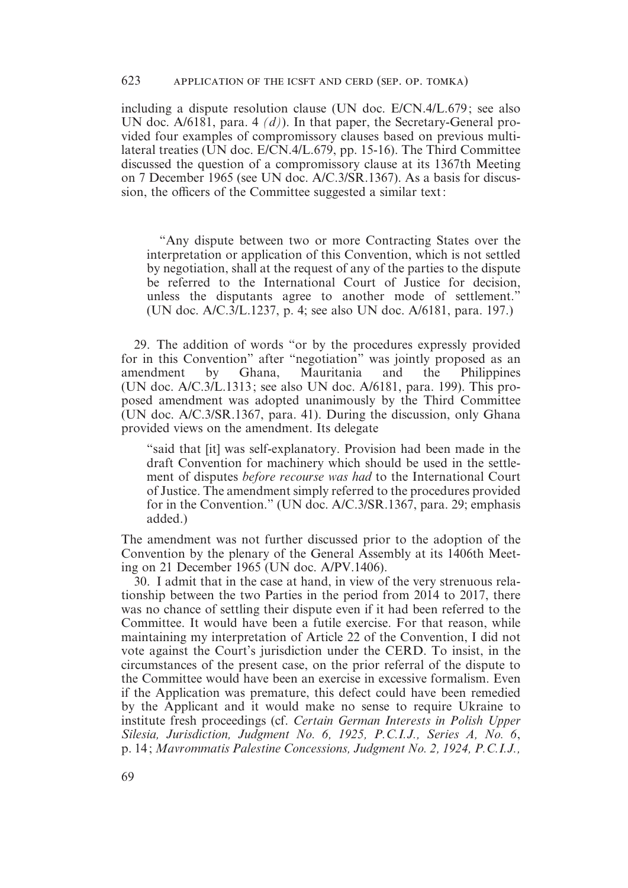including a dispute resolution clause (UN doc. E/CN.4/L.679; see also UN doc. A/6181, para. 4 *(d)*). In that paper, the Secretary-General provided four examples of compromissory clauses based on previous multilateral treaties (UN doc. E/CN.4/L.679, pp. 15-16). The Third Committee discussed the question of a compromissory clause at its 1367th Meeting on 7 December 1965 (see UN doc. A/C.3/SR.1367). As a basis for discussion, the officers of the Committee suggested a similar text:

> "Any dispute between two or more Contracting States over the interpretation or application of this Convention, which is not settled by negotiation, shall at the request of any of the parties to the dispute be referred to the International Court of Justice for decision, unless the disputants agree to another mode of settlement." (UN doc. A/C.3/L.1237, p. 4; see also UN doc. A/6181, para. 197.)

29. The addition of words "or by the procedures expressly provided for in this Convention" after "negotiation" was jointly proposed as an amendment by Ghana, Mauritania and the Philippines (UN doc. A/C.3/L.1313; see also UN doc. A/6181, para. 199). This proposed amendment was adopted unanimously by the Third Committee (UN doc. A/C.3/SR.1367, para. 41). During the discussion, only Ghana provided views on the amendment. Its delegate

> "said that [it] was self-explanatory. Provision had been made in the draft Convention for machinery which should be used in the settlement of disputes *before recourse was had* to the International Court of Justice. The amendment simply referred to the procedures provided for in the Convention." (UN doc. A/C.3/SR.1367, para. 29; emphasis added.)

The amendment was not further discussed prior to the adoption of the Convention by the plenary of the General Assembly at its 1406th Meeting on 21 December 1965 (UN doc. A/PV.1406).

30. I admit that in the case at hand, in view of the very strenuous relationship between the two Parties in the period from 2014 to 2017, there was no chance of settling their dispute even if it had been referred to the Committee. It would have been a futile exercise. For that reason, while maintaining my interpretation of Article 22 of the Convention, I did not vote against the Court's jurisdiction under the CERD. To insist, in the circumstances of the present case, on the prior referral of the dispute to the Committee would have been an exercise in excessive formalism. Even if the Application was premature, this defect could have been remedied by the Applicant and it would make no sense to require Ukraine to institute fresh proceedings (cf. *Certain German Interests in Polish Upper Silesia, Jurisdiction, Judgment No. 6, 1925, P.C.I.J., Series A, No. 6*, p. 14; *Mavrommatis Palestine Concessions, Judgment No. 2, 1924, P.C.I.J.,*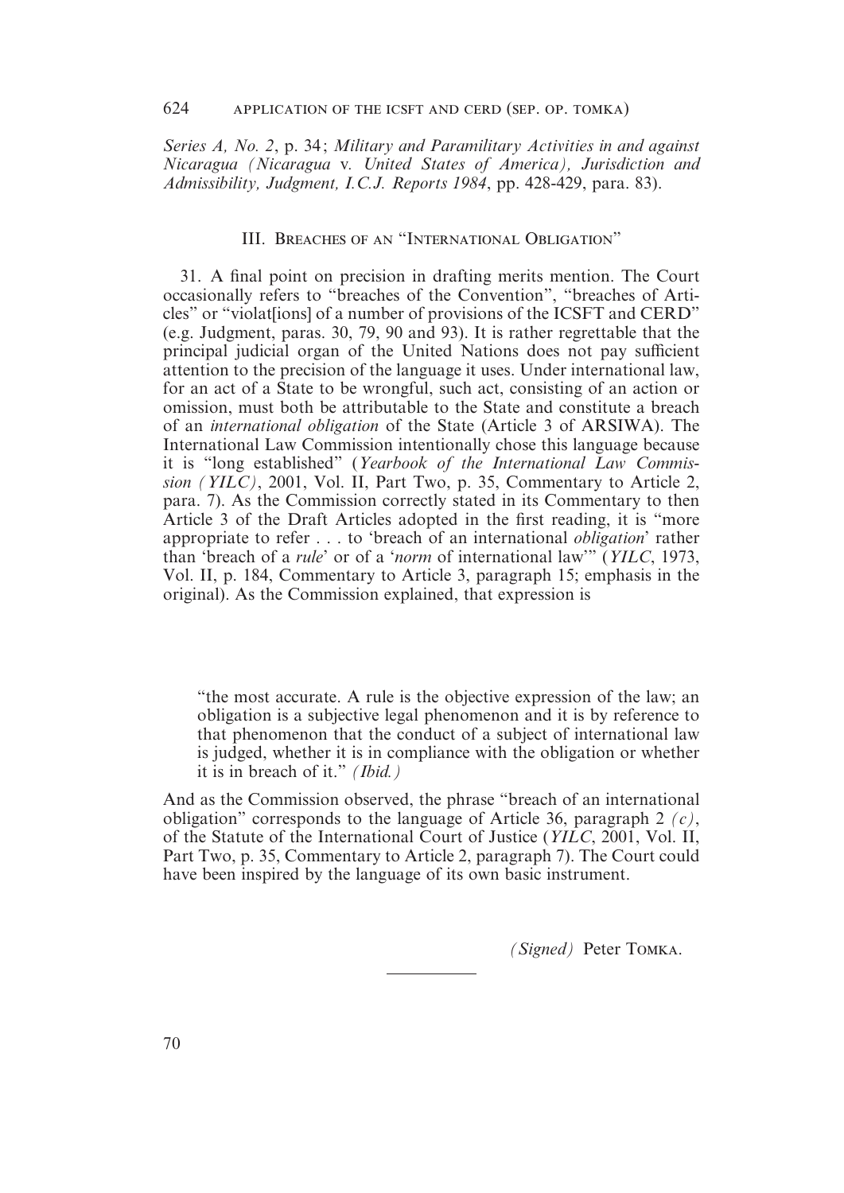*Series A, No. 2*, p. 34; *Military and Paramilitary Activities in and against Nicaragua (Nicaragua* v. *United States of America), Jurisdiction and Admissibility, Judgment, I.C.J. Reports 1984*, pp. 428-429, para. 83).

## III. Breaches of an "International Obligation"

31. A final point on precision in drafting merits mention. The Court occasionally refers to "breaches of the Convention", "breaches of Articles" or "violat[ions] of a number of provisions of the ICSFT and CERD" (e.g. Judgment, paras. 30, 79, 90 and 93). It is rather regrettable that the principal judicial organ of the United Nations does not pay sufficient attention to the precision of the language it uses. Under international law, for an act of a State to be wrongful, such act, consisting of an action or omission, must both be attributable to the State and constitute a breach of an *international obligation* of the State (Article 3 of ARSIWA). The International Law Commission intentionally chose this language because it is "long established" (*Yearbook of the International Law Commission (YILC)*, 2001, Vol. II, Part Two, p. 35, Commentary to Article 2, para. 7). As the Commission correctly stated in its Commentary to then Article 3 of the Draft Articles adopted in the first reading, it is "more appropriate to refer . . . to 'breach of an international *obligation*' rather than 'breach of a *rule*' or of a '*norm* of international law'" (*YILC*, 1973, Vol. II, p. 184, Commentary to Article 3, paragraph 15; emphasis in the original). As the Commission explained, that expression is

> "the most accurate. A rule is the objective expression of the law; an obligation is a subjective legal phenomenon and it is by reference to that phenomenon that the conduct of a subject of international law is judged, whether it is in compliance with the obligation or whether it is in breach of it." *(Ibid.)*

And as the Commission observed, the phrase "breach of an international obligation" corresponds to the language of Article 36, paragraph 2 *(c)*, of the Statute of the International Court of Justice (*YILC*, 2001, Vol. II, Part Two, p. 35, Commentary to Article 2, paragraph 7). The Court could have been inspired by the language of its own basic instrument.

*(Signed)* Peter Tomka.